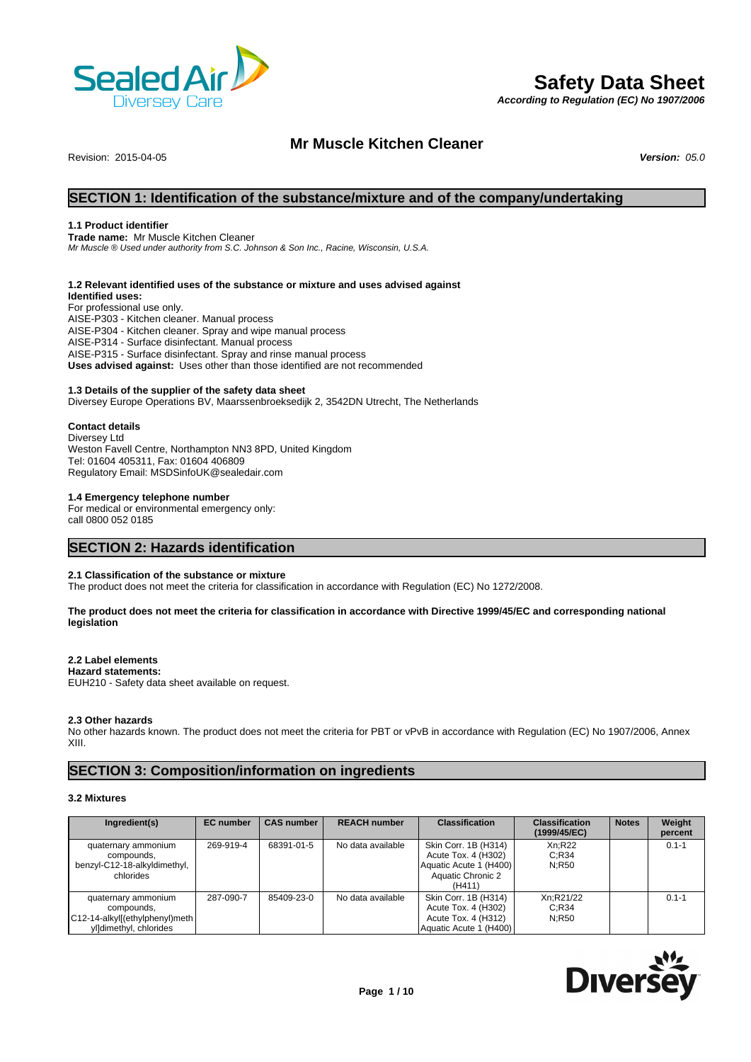# Safety Data Sheet

*According to Regulation (EC) No 1907/2006*

## Mr Muscle Kitchen Cleaner

Revision: 2015-04-05 ***Version:*** *05.0*

## SECTION 1: Identification of the substance/mixture and of the company/undertaking

### 1.1 Product identifier

**Trade name:** Mr Muscle Kitchen Cleaner

*Mr Muscle ® Used under authority from S.C. Johnson & Son Inc., Racine, Wisconsin, U.S.A.*

### 1.2 Relevant identified uses of the substance or mixture and uses advised against

**Identified uses:**

For professional use only.

AISE-P303 - Kitchen cleaner. Manual process

AISE-P304 - Kitchen cleaner. Spray and wipe manual process

AISE-P314 - Surface disinfectant. Manual process

AISE-P315 - Surface disinfectant. Spray and rinse manual process

**Uses advised against:** Uses other than those identified are not recommended

### 1.3 Details of the supplier of the safety data sheet

Diversey Europe Operations BV, Maarssenbroeksedijk 2, 3542DN Utrecht, The Netherlands

**Contact details**

Diversey Ltd

Weston Favell Centre, Northampton NN3 8PD, United Kingdom

Tel: 01604 405311, Fax: 01604 406809

Regulatory Email: MSDSinfoUK@sealedair.com

### 1.4 Emergency telephone number

For medical or environmental emergency only:

call 0800 052 0185

## SECTION 2: Hazards identification

### 2.1 Classification of the substance or mixture

The product does not meet the criteria for classification in accordance with Regulation (EC) No 1272/2008.

**The product does not meet the criteria for classification in accordance with Directive 1999/45/EC and corresponding national legislation**

### 2.2 Label elements

**Hazard statements:**

EUH210 - Safety data sheet available on request.

### 2.3 Other hazards

No other hazards known. The product does not meet the criteria for PBT or vPvB in accordance with Regulation (EC) No 1907/2006, Annex XIII.

## SECTION 3: Composition/information on ingredients

### 3.2 Mixtures

| Ingredient(s) | EC number | CAS number | REACH number | Classification | Classification (1999/45/EC) | Notes | Weight percent |
|---|---|---|---|---|---|---|---|
| quaternary ammonium compounds, benzyl-C12-18-alkyldimethyl, chlorides | 269-919-4 | 68391-01-5 | No data available | Skin Corr. 1B (H314) Acute Tox. 4 (H302) Aquatic Acute 1 (H400) Aquatic Chronic 2 (H411) | Xn;R22 C;R34 N;R50 | | 0.1-1 |
| quaternary ammonium compounds, C12-14-alkyl[(ethylphenyl)methyl]dimethyl, chlorides | 287-090-7 | 85409-23-0 | No data available | Skin Corr. 1B (H314) Acute Tox. 4 (H302) Acute Tox. 4 (H312) Aquatic Acute 1 (H400) | Xn;R21/22 C;R34 N;R50 | | 0.1-1 |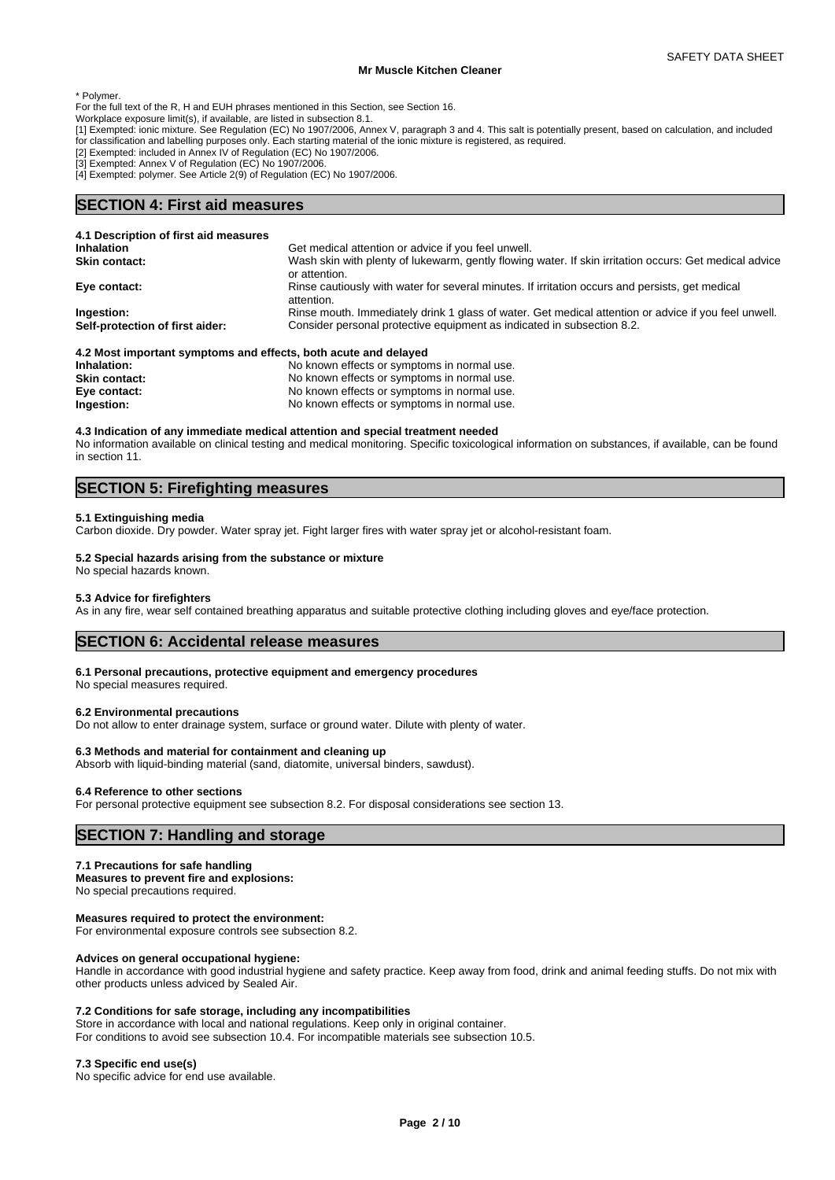\* Polymer.
For the full text of the R, H and EUH phrases mentioned in this Section, see Section 16.
Workplace exposure limit(s), if available, are listed in subsection 8.1.
[1] Exempted: ionic mixture. See Regulation (EC) No 1907/2006, Annex V, paragraph 3 and 4. This salt is potentially present, based on calculation, and included for classification and labelling purposes only. Each starting material of the ionic mixture is registered, as required.
[2] Exempted: included in Annex IV of Regulation (EC) No 1907/2006.
[3] Exempted: Annex V of Regulation (EC) No 1907/2006.
[4] Exempted: polymer. See Article 2(9) of Regulation (EC) No 1907/2006.

## SECTION 4: First aid measures

**4.1 Description of first aid measures**

| | |
|---|---|
| **Inhalation** | Get medical attention or advice if you feel unwell. |
| **Skin contact:** | Wash skin with plenty of lukewarm, gently flowing water. If skin irritation occurs: Get medical advice or attention. |
| **Eye contact:** | Rinse cautiously with water for several minutes. If irritation occurs and persists, get medical attention. |
| **Ingestion:** | Rinse mouth. Immediately drink 1 glass of water. Get medical attention or advice if you feel unwell. |
| **Self-protection of first aider:** | Consider personal protective equipment as indicated in subsection 8.2. |

**4.2 Most important symptoms and effects, both acute and delayed**

| | |
|---|---|
| **Inhalation:** | No known effects or symptoms in normal use. |
| **Skin contact:** | No known effects or symptoms in normal use. |
| **Eye contact:** | No known effects or symptoms in normal use. |
| **Ingestion:** | No known effects or symptoms in normal use. |

**4.3 Indication of any immediate medical attention and special treatment needed**
No information available on clinical testing and medical monitoring. Specific toxicological information on substances, if available, can be found in section 11.

## SECTION 5: Firefighting measures

**5.1 Extinguishing media**
Carbon dioxide. Dry powder. Water spray jet. Fight larger fires with water spray jet or alcohol-resistant foam.

**5.2 Special hazards arising from the substance or mixture**
No special hazards known.

**5.3 Advice for firefighters**
As in any fire, wear self contained breathing apparatus and suitable protective clothing including gloves and eye/face protection.

## SECTION 6: Accidental release measures

**6.1 Personal precautions, protective equipment and emergency procedures**
No special measures required.

**6.2 Environmental precautions**
Do not allow to enter drainage system, surface or ground water. Dilute with plenty of water.

**6.3 Methods and material for containment and cleaning up**
Absorb with liquid-binding material (sand, diatomite, universal binders, sawdust).

**6.4 Reference to other sections**
For personal protective equipment see subsection 8.2. For disposal considerations see section 13.

## SECTION 7: Handling and storage

**7.1 Precautions for safe handling**
**Measures to prevent fire and explosions:**
No special precautions required.

**Measures required to protect the environment:**
For environmental exposure controls see subsection 8.2.

**Advices on general occupational hygiene:**
Handle in accordance with good industrial hygiene and safety practice. Keep away from food, drink and animal feeding stuffs. Do not mix with other products unless adviced by Sealed Air.

**7.2 Conditions for safe storage, including any incompatibilities**
Store in accordance with local and national regulations. Keep only in original container.
For conditions to avoid see subsection 10.4. For incompatible materials see subsection 10.5.

**7.3 Specific end use(s)**
No specific advice for end use available.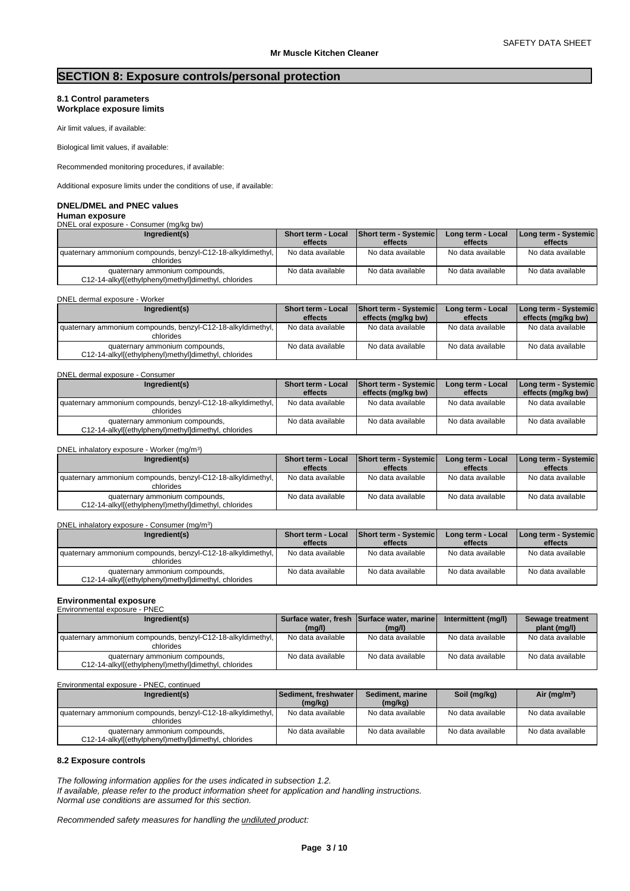# SECTION 8: Exposure controls/personal protection

### 8.1 Control parameters
**Workplace exposure limits**

Air limit values, if available:

Biological limit values, if available:

Recommended monitoring procedures, if available:

Additional exposure limits under the conditions of use, if available:

### DNEL/DMEL and PNEC values

**Human exposure**

DNEL oral exposure - Consumer (mg/kg bw)

| Ingredient(s) | Short term - Local effects | Short term - Systemic effects | Long term - Local effects | Long term - Systemic effects |
|---|---|---|---|---|
| quaternary ammonium compounds, benzyl-C12-18-alkyldimethyl, chlorides | No data available | No data available | No data available | No data available |
| quaternary ammonium compounds, C12-14-alkyl[(ethylphenyl)methyl]dimethyl, chlorides | No data available | No data available | No data available | No data available |

DNEL dermal exposure - Worker

| Ingredient(s) | Short term - Local effects | Short term - Systemic effects (mg/kg bw) | Long term - Local effects | Long term - Systemic effects (mg/kg bw) |
|---|---|---|---|---|
| quaternary ammonium compounds, benzyl-C12-18-alkyldimethyl, chlorides | No data available | No data available | No data available | No data available |
| quaternary ammonium compounds, C12-14-alkyl[(ethylphenyl)methyl]dimethyl, chlorides | No data available | No data available | No data available | No data available |

DNEL dermal exposure - Consumer

| Ingredient(s) | Short term - Local effects | Short term - Systemic effects (mg/kg bw) | Long term - Local effects | Long term - Systemic effects (mg/kg bw) |
|---|---|---|---|---|
| quaternary ammonium compounds, benzyl-C12-18-alkyldimethyl, chlorides | No data available | No data available | No data available | No data available |
| quaternary ammonium compounds, C12-14-alkyl[(ethylphenyl)methyl]dimethyl, chlorides | No data available | No data available | No data available | No data available |

DNEL inhalatory exposure - Worker (mg/m$^3$)

| Ingredient(s) | Short term - Local effects | Short term - Systemic effects | Long term - Local effects | Long term - Systemic effects |
|---|---|---|---|---|
| quaternary ammonium compounds, benzyl-C12-18-alkyldimethyl, chlorides | No data available | No data available | No data available | No data available |
| quaternary ammonium compounds, C12-14-alkyl[(ethylphenyl)methyl]dimethyl, chlorides | No data available | No data available | No data available | No data available |

DNEL inhalatory exposure - Consumer (mg/m$^3$)

| Ingredient(s) | Short term - Local effects | Short term - Systemic effects | Long term - Local effects | Long term - Systemic effects |
|---|---|---|---|---|
| quaternary ammonium compounds, benzyl-C12-18-alkyldimethyl, chlorides | No data available | No data available | No data available | No data available |
| quaternary ammonium compounds, C12-14-alkyl[(ethylphenyl)methyl]dimethyl, chlorides | No data available | No data available | No data available | No data available |

**Environmental exposure**

Environmental exposure - PNEC

| Ingredient(s) | Surface water, fresh (mg/l) | Surface water, marine (mg/l) | Intermittent (mg/l) | Sewage treatment plant (mg/l) |
|---|---|---|---|---|
| quaternary ammonium compounds, benzyl-C12-18-alkyldimethyl, chlorides | No data available | No data available | No data available | No data available |
| quaternary ammonium compounds, C12-14-alkyl[(ethylphenyl)methyl]dimethyl, chlorides | No data available | No data available | No data available | No data available |

Environmental exposure - PNEC, continued

| Ingredient(s) | Sediment, freshwater (mg/kg) | Sediment, marine (mg/kg) | Soil (mg/kg) | Air (mg/m$^3$) |
|---|---|---|---|---|
| quaternary ammonium compounds, benzyl-C12-18-alkyldimethyl, chlorides | No data available | No data available | No data available | No data available |
| quaternary ammonium compounds, C12-14-alkyl[(ethylphenyl)methyl]dimethyl, chlorides | No data available | No data available | No data available | No data available |

### 8.2 Exposure controls

*The following information applies for the uses indicated in subsection 1.2.*
*If available, please refer to the product information sheet for application and handling instructions.*
*Normal use conditions are assumed for this section.*

*Recommended safety measures for handling the undiluted product:*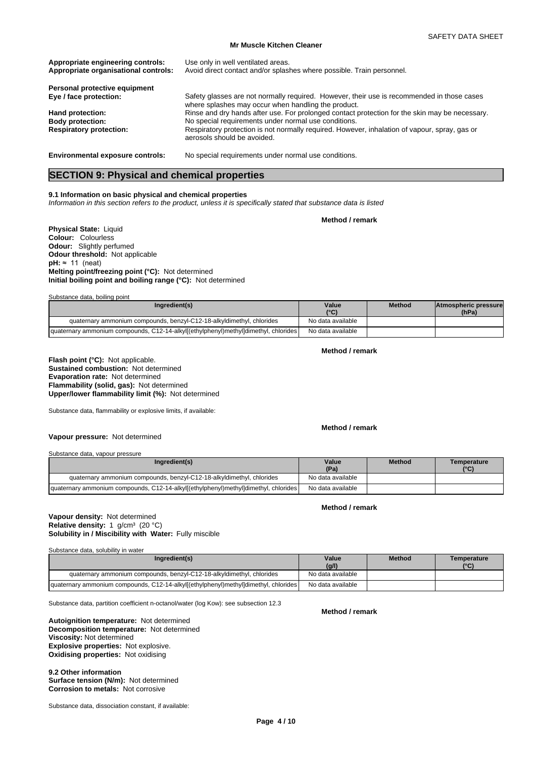**Appropriate engineering controls:** Use only in well ventilated areas.
**Appropriate organisational controls:** Avoid direct contact and/or splashes where possible. Train personnel.

**Personal protective equipment**
**Eye / face protection:** Safety glasses are not normally required. However, their use is recommended in those cases where splashes may occur when handling the product.
**Hand protection:** Rinse and dry hands after use. For prolonged contact protection for the skin may be necessary.
**Body protection:** No special requirements under normal use conditions.
**Respiratory protection:** Respiratory protection is not normally required. However, inhalation of vapour, spray, gas or aerosols should be avoided.

**Environmental exposure controls:** No special requirements under normal use conditions.

## SECTION 9: Physical and chemical properties

**9.1 Information on basic physical and chemical properties**
*Information in this section refers to the product, unless it is specifically stated that substance data is listed*

**Method / remark**

**Physical State:** Liquid
**Colour:** Colourless
**Odour:** Slightly perfumed
**Odour threshold:** Not applicable
**pH:** ≈ 11 (neat)
**Melting point/freezing point (°C):** Not determined
**Initial boiling point and boiling range (°C):** Not determined

Substance data, boiling point

| Ingredient(s) | Value (°C) | Method | Atmospheric pressure (hPa) |
|---|---|---|---|
| quaternary ammonium compounds, benzyl-C12-18-alkyldimethyl, chlorides | No data available | | |
| quaternary ammonium compounds, C12-14-alkyl[(ethylphenyl)methyl]dimethyl, chlorides | No data available | | |

**Method / remark**

**Flash point (°C):** Not applicable.
**Sustained combustion:** Not determined
**Evaporation rate:** Not determined
**Flammability (solid, gas):** Not determined
**Upper/lower flammability limit (%):** Not determined

Substance data, flammability or explosive limits, if available:

**Method / remark**

**Vapour pressure:** Not determined

Substance data, vapour pressure

| Ingredient(s) | Value (Pa) | Method | Temperature (°C) |
|---|---|---|---|
| quaternary ammonium compounds, benzyl-C12-18-alkyldimethyl, chlorides | No data available | | |
| quaternary ammonium compounds, C12-14-alkyl[(ethylphenyl)methyl]dimethyl, chlorides | No data available | | |

**Method / remark**

**Vapour density:** Not determined
**Relative density:** 1 g/cm³ (20 °C)
**Solubility in / Miscibility with Water:** Fully miscible

Substance data, solubility in water

| Ingredient(s) | Value (g/l) | Method | Temperature (°C) |
|---|---|---|---|
| quaternary ammonium compounds, benzyl-C12-18-alkyldimethyl, chlorides | No data available | | |
| quaternary ammonium compounds, C12-14-alkyl[(ethylphenyl)methyl]dimethyl, chlorides | No data available | | |

Substance data, partition coefficient n-octanol/water (log Kow): see subsection 12.3

**Method / remark**

**Autoignition temperature:** Not determined
**Decomposition temperature:** Not determined
**Viscosity:** Not determined
**Explosive properties:** Not explosive.
**Oxidising properties:** Not oxidising

**9.2 Other information**
**Surface tension (N/m):** Not determined
**Corrosion to metals:** Not corrosive

Substance data, dissociation constant, if available: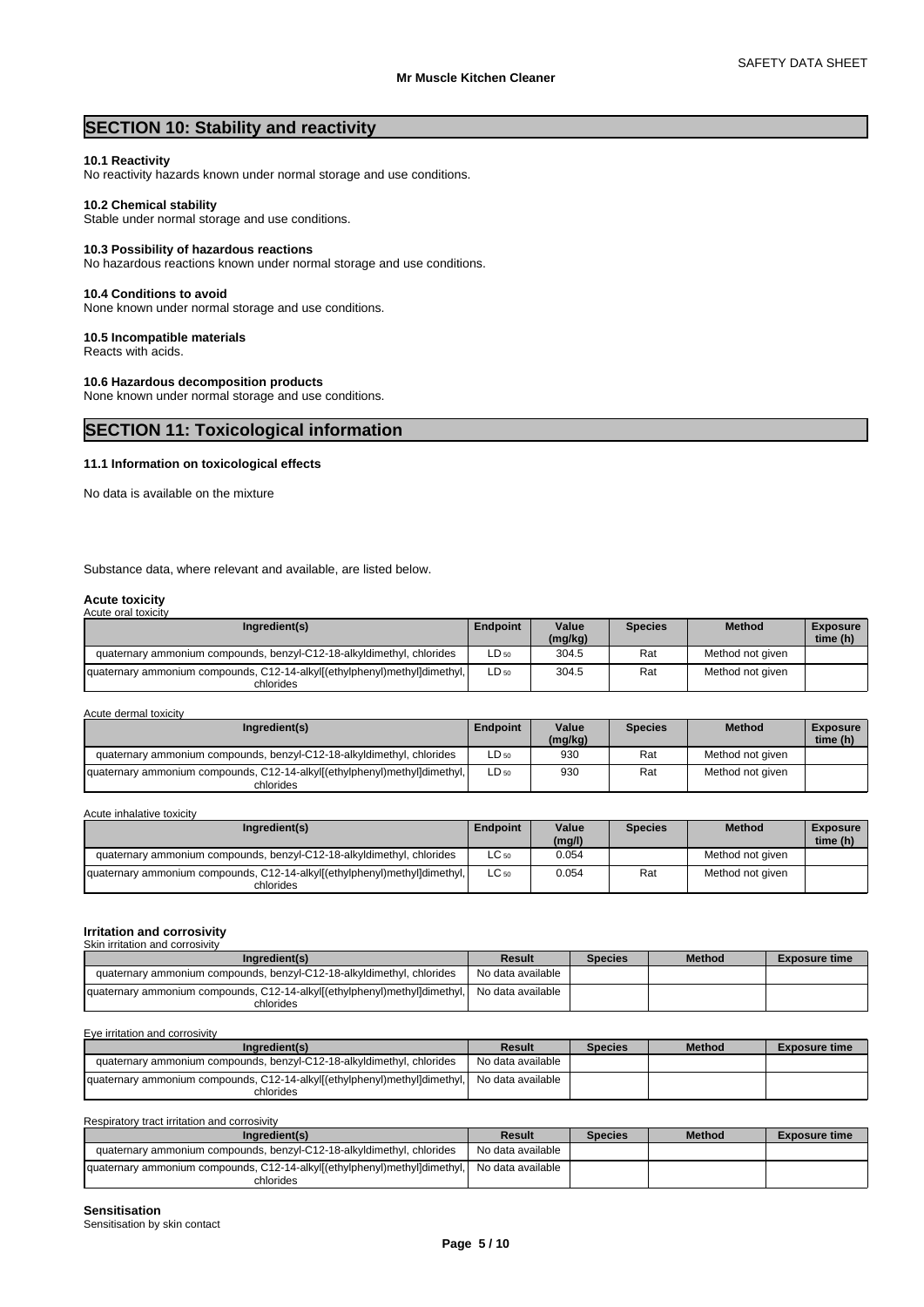## SECTION 10: Stability and reactivity

**10.1 Reactivity**
No reactivity hazards known under normal storage and use conditions.

**10.2 Chemical stability**
Stable under normal storage and use conditions.

**10.3 Possibility of hazardous reactions**
No hazardous reactions known under normal storage and use conditions.

**10.4 Conditions to avoid**
None known under normal storage and use conditions.

**10.5 Incompatible materials**
Reacts with acids.

**10.6 Hazardous decomposition products**
None known under normal storage and use conditions.

## SECTION 11: Toxicological information

**11.1 Information on toxicological effects**

No data is available on the mixture

Substance data, where relevant and available, are listed below.

**Acute toxicity**

Acute oral toxicity

| Ingredient(s) | Endpoint | Value (mg/kg) | Species | Method | Exposure time (h) |
|---|---|---|---|---|---|
| quaternary ammonium compounds, benzyl-C12-18-alkyldimethyl, chlorides | $LD_{50}$ | 304.5 | Rat | Method not given | |
| quaternary ammonium compounds, C12-14-alkyl[(ethylphenyl)methyl]dimethyl, chlorides | $LD_{50}$ | 304.5 | Rat | Method not given | |

Acute dermal toxicity

| Ingredient(s) | Endpoint | Value (mg/kg) | Species | Method | Exposure time (h) |
|---|---|---|---|---|---|
| quaternary ammonium compounds, benzyl-C12-18-alkyldimethyl, chlorides | $LD_{50}$ | 930 | Rat | Method not given | |
| quaternary ammonium compounds, C12-14-alkyl[(ethylphenyl)methyl]dimethyl, chlorides | $LD_{50}$ | 930 | Rat | Method not given | |

Acute inhalative toxicity

| Ingredient(s) | Endpoint | Value (mg/l) | Species | Method | Exposure time (h) |
|---|---|---|---|---|---|
| quaternary ammonium compounds, benzyl-C12-18-alkyldimethyl, chlorides | $LC_{50}$ | 0.054 | | Method not given | |
| quaternary ammonium compounds, C12-14-alkyl[(ethylphenyl)methyl]dimethyl, chlorides | $LC_{50}$ | 0.054 | Rat | Method not given | |

**Irritation and corrosivity**

Skin irritation and corrosivity

| Ingredient(s) | Result | Species | Method | Exposure time |
|---|---|---|---|---|
| quaternary ammonium compounds, benzyl-C12-18-alkyldimethyl, chlorides | No data available | | | |
| quaternary ammonium compounds, C12-14-alkyl[(ethylphenyl)methyl]dimethyl, chlorides | No data available | | | |

Eye irritation and corrosivity

| Ingredient(s) | Result | Species | Method | Exposure time |
|---|---|---|---|---|
| quaternary ammonium compounds, benzyl-C12-18-alkyldimethyl, chlorides | No data available | | | |
| quaternary ammonium compounds, C12-14-alkyl[(ethylphenyl)methyl]dimethyl, chlorides | No data available | | | |

Respiratory tract irritation and corrosivity

| Ingredient(s) | Result | Species | Method | Exposure time |
|---|---|---|---|---|
| quaternary ammonium compounds, benzyl-C12-18-alkyldimethyl, chlorides | No data available | | | |
| quaternary ammonium compounds, C12-14-alkyl[(ethylphenyl)methyl]dimethyl, chlorides | No data available | | | |

**Sensitisation**

Sensitisation by skin contact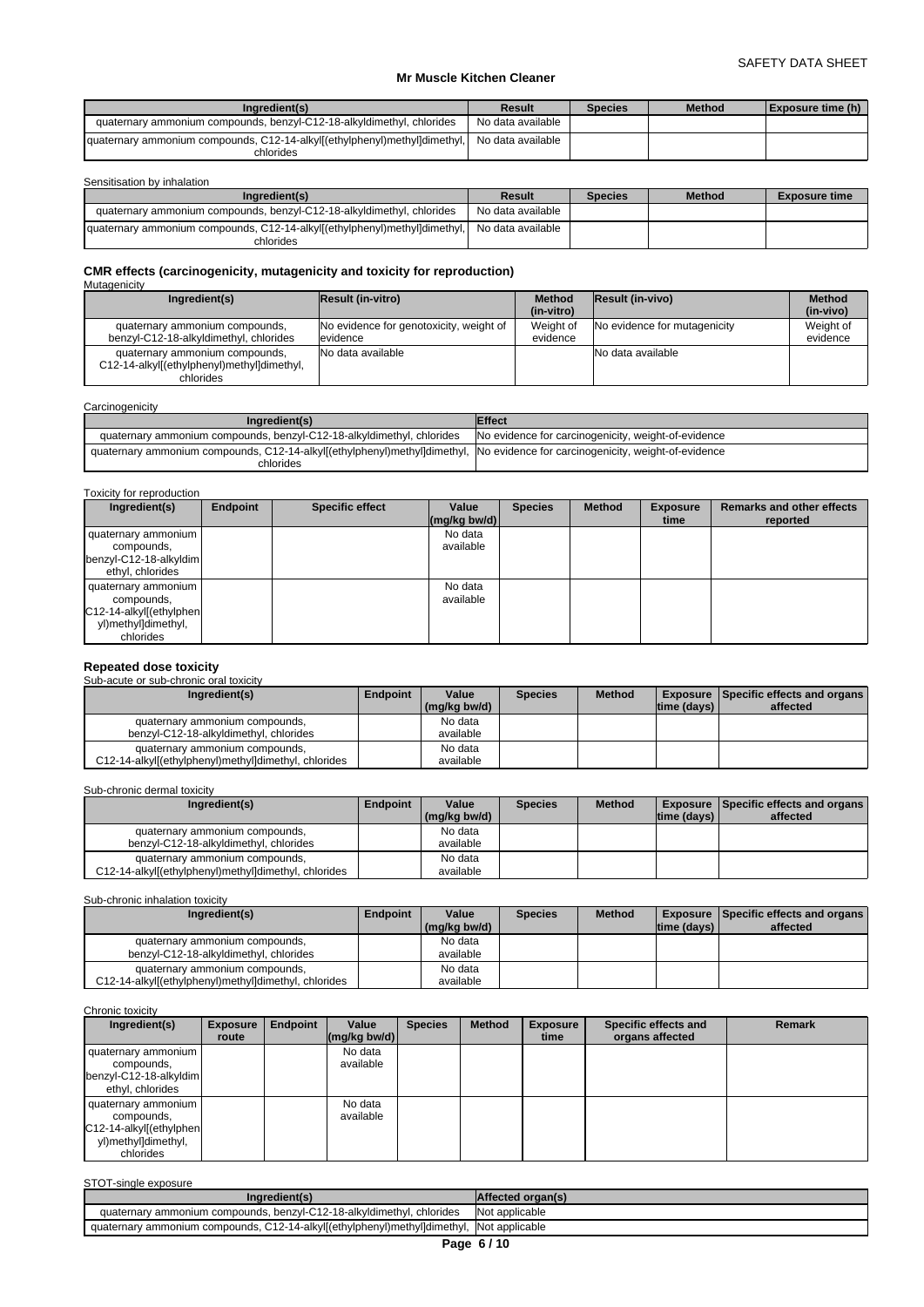| Ingredient(s) | Result | Species | Method | Exposure time (h) |
| --- | --- | --- | --- | --- |
| quaternary ammonium compounds, benzyl-C12-18-alkyldimethyl, chlorides | No data available | | | |
| quaternary ammonium compounds, C12-14-alkyl[(ethylphenyl)methyl]dimethyl, chlorides | No data available | | | |

Sensitisation by inhalation

| Ingredient(s) | Result | Species | Method | Exposure time |
| --- | --- | --- | --- | --- |
| quaternary ammonium compounds, benzyl-C12-18-alkyldimethyl, chlorides | No data available | | | |
| quaternary ammonium compounds, C12-14-alkyl[(ethylphenyl)methyl]dimethyl, chlorides | No data available | | | |

### CMR effects (carcinogenicity, mutagenicity and toxicity for reproduction)

Mutagenicity

| Ingredient(s) | Result (in-vitro) | Method (in-vitro) | Result (in-vivo) | Method (in-vivo) |
| --- | --- | --- | --- | --- |
| quaternary ammonium compounds, benzyl-C12-18-alkyldimethyl, chlorides | No evidence for genotoxicity, weight of evidence | Weight of evidence | No evidence for mutagenicity | Weight of evidence |
| quaternary ammonium compounds, C12-14-alkyl[(ethylphenyl)methyl]dimethyl, chlorides | No data available | | No data available | |

Carcinogenicity

| Ingredient(s) | Effect |
| --- | --- |
| quaternary ammonium compounds, benzyl-C12-18-alkyldimethyl, chlorides | No evidence for carcinogenicity, weight-of-evidence |
| quaternary ammonium compounds, C12-14-alkyl[(ethylphenyl)methyl]dimethyl, chlorides | No evidence for carcinogenicity, weight-of-evidence |

Toxicity for reproduction

| Ingredient(s) | Endpoint | Specific effect | Value (mg/kg bw/d) | Species | Method | Exposure time | Remarks and other effects reported |
| --- | --- | --- | --- | --- | --- | --- | --- |
| quaternary ammonium compounds, benzyl-C12-18-alkyldimethyl, chlorides | | | No data available | | | | |
| quaternary ammonium compounds, C12-14-alkyl[(ethylphenyl)methyl]dimethyl, chlorides | | | No data available | | | | |

### Repeated dose toxicity

Sub-acute or sub-chronic oral toxicity

| Ingredient(s) | Endpoint | Value (mg/kg bw/d) | Species | Method | Exposure time (days) | Specific effects and organs affected |
| --- | --- | --- | --- | --- | --- | --- |
| quaternary ammonium compounds, benzyl-C12-18-alkyldimethyl, chlorides | | No data available | | | | |
| quaternary ammonium compounds, C12-14-alkyl[(ethylphenyl)methyl]dimethyl, chlorides | | No data available | | | | |

Sub-chronic dermal toxicity

| Ingredient(s) | Endpoint | Value (mg/kg bw/d) | Species | Method | Exposure time (days) | Specific effects and organs affected |
| --- | --- | --- | --- | --- | --- | --- |
| quaternary ammonium compounds, benzyl-C12-18-alkyldimethyl, chlorides | | No data available | | | | |
| quaternary ammonium compounds, C12-14-alkyl[(ethylphenyl)methyl]dimethyl, chlorides | | No data available | | | | |

Sub-chronic inhalation toxicity

| Ingredient(s) | Endpoint | Value (mg/kg bw/d) | Species | Method | Exposure time (days) | Specific effects and organs affected |
| --- | --- | --- | --- | --- | --- | --- |
| quaternary ammonium compounds, benzyl-C12-18-alkyldimethyl, chlorides | | No data available | | | | |
| quaternary ammonium compounds, C12-14-alkyl[(ethylphenyl)methyl]dimethyl, chlorides | | No data available | | | | |

Chronic toxicity

| Ingredient(s) | Exposure route | Endpoint | Value (mg/kg bw/d) | Species | Method | Exposure time | Specific effects and organs affected | Remark |
| --- | --- | --- | --- | --- | --- | --- | --- | --- |
| quaternary ammonium compounds, benzyl-C12-18-alkyldimethyl, chlorides | | | No data available | | | | | |
| quaternary ammonium compounds, C12-14-alkyl[(ethylphenyl)methyl]dimethyl, chlorides | | | No data available | | | | | |

STOT-single exposure

| Ingredient(s) | Affected organ(s) |
| --- | --- |
| quaternary ammonium compounds, benzyl-C12-18-alkyldimethyl, chlorides | Not applicable |
| quaternary ammonium compounds, C12-14-alkyl[(ethylphenyl)methyl]dimethyl, | Not applicable |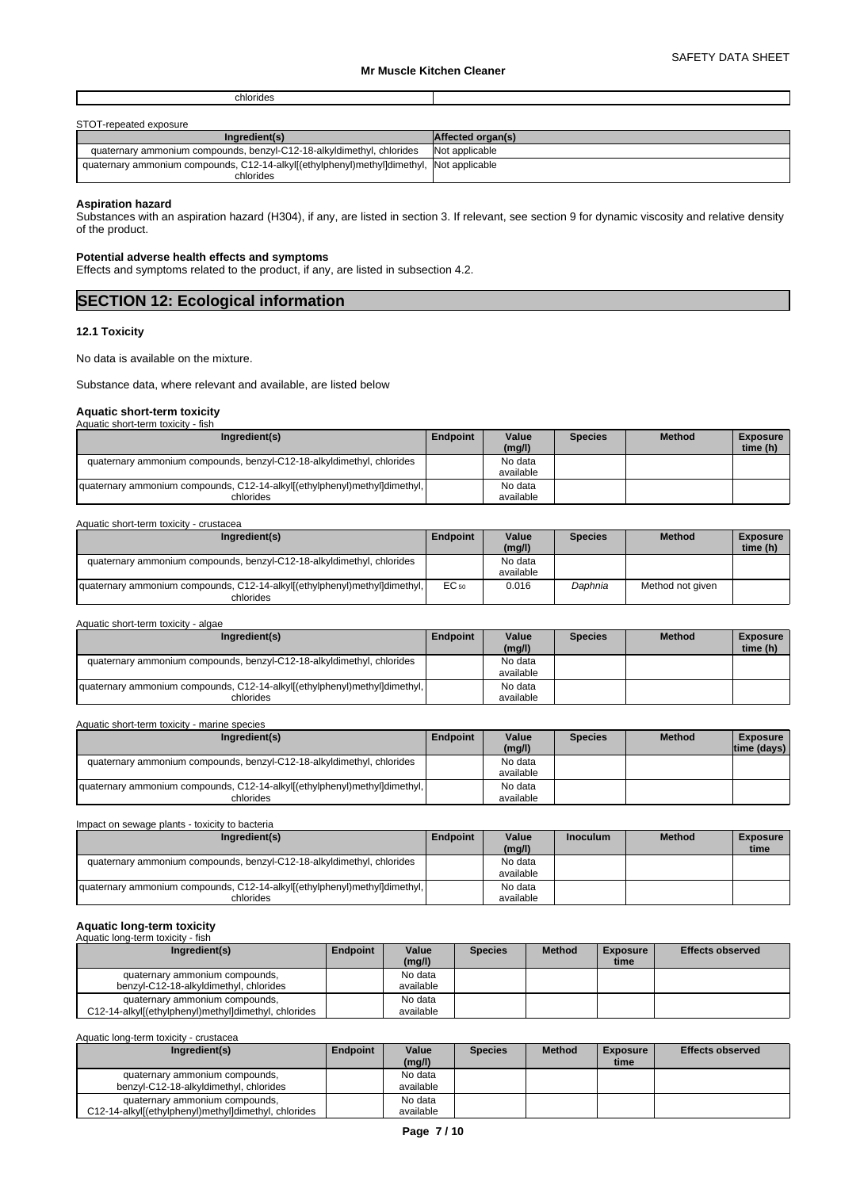| chlorides | |
|---|---|

STOT-repeated exposure

| Ingredient(s) | Affected organ(s) |
|---|---|
| quaternary ammonium compounds, benzyl-C12-18-alkyldimethyl, chlorides | Not applicable |
| quaternary ammonium compounds, C12-14-alkyl[(ethylphenyl)methyl]dimethyl, chlorides | Not applicable |

**Aspiration hazard**

Substances with an aspiration hazard (H304), if any, are listed in section 3. If relevant, see section 9 for dynamic viscosity and relative density of the product.

**Potential adverse health effects and symptoms**

Effects and symptoms related to the product, if any, are listed in subsection 4.2.

## SECTION 12: Ecological information

### 12.1 Toxicity

No data is available on the mixture.

Substance data, where relevant and available, are listed below

**Aquatic short-term toxicity**

Aquatic short-term toxicity - fish

| Ingredient(s) | Endpoint | Value (mg/l) | Species | Method | Exposure time (h) |
|---|---|---|---|---|---|
| quaternary ammonium compounds, benzyl-C12-18-alkyldimethyl, chlorides | | No data available | | | |
| quaternary ammonium compounds, C12-14-alkyl[(ethylphenyl)methyl]dimethyl, chlorides | | No data available | | | |

Aquatic short-term toxicity - crustacea

| Ingredient(s) | Endpoint | Value (mg/l) | Species | Method | Exposure time (h) |
|---|---|---|---|---|---|
| quaternary ammonium compounds, benzyl-C12-18-alkyldimethyl, chlorides | | No data available | | | |
| quaternary ammonium compounds, C12-14-alkyl[(ethylphenyl)methyl]dimethyl, chlorides | $EC_{50}$ | 0.016 | *Daphnia* | Method not given | |

Aquatic short-term toxicity - algae

| Ingredient(s) | Endpoint | Value (mg/l) | Species | Method | Exposure time (h) |
|---|---|---|---|---|---|
| quaternary ammonium compounds, benzyl-C12-18-alkyldimethyl, chlorides | | No data available | | | |
| quaternary ammonium compounds, C12-14-alkyl[(ethylphenyl)methyl]dimethyl, chlorides | | No data available | | | |

Aquatic short-term toxicity - marine species

| Ingredient(s) | Endpoint | Value (mg/l) | Species | Method | Exposure time (days) |
|---|---|---|---|---|---|
| quaternary ammonium compounds, benzyl-C12-18-alkyldimethyl, chlorides | | No data available | | | |
| quaternary ammonium compounds, C12-14-alkyl[(ethylphenyl)methyl]dimethyl, chlorides | | No data available | | | |

Impact on sewage plants - toxicity to bacteria

| Ingredient(s) | Endpoint | Value (mg/l) | Inoculum | Method | Exposure time |
|---|---|---|---|---|---|
| quaternary ammonium compounds, benzyl-C12-18-alkyldimethyl, chlorides | | No data available | | | |
| quaternary ammonium compounds, C12-14-alkyl[(ethylphenyl)methyl]dimethyl, chlorides | | No data available | | | |

**Aquatic long-term toxicity**

Aquatic long-term toxicity - fish

| Ingredient(s) | Endpoint | Value (mg/l) | Species | Method | Exposure time | Effects observed |
|---|---|---|---|---|---|---|
| quaternary ammonium compounds, benzyl-C12-18-alkyldimethyl, chlorides | | No data available | | | | |
| quaternary ammonium compounds, C12-14-alkyl[(ethylphenyl)methyl]dimethyl, chlorides | | No data available | | | | |

Aquatic long-term toxicity - crustacea

| Ingredient(s) | Endpoint | Value (mg/l) | Species | Method | Exposure time | Effects observed |
|---|---|---|---|---|---|---|
| quaternary ammonium compounds, benzyl-C12-18-alkyldimethyl, chlorides | | No data available | | | | |
| quaternary ammonium compounds, C12-14-alkyl[(ethylphenyl)methyl]dimethyl, chlorides | | No data available | | | | |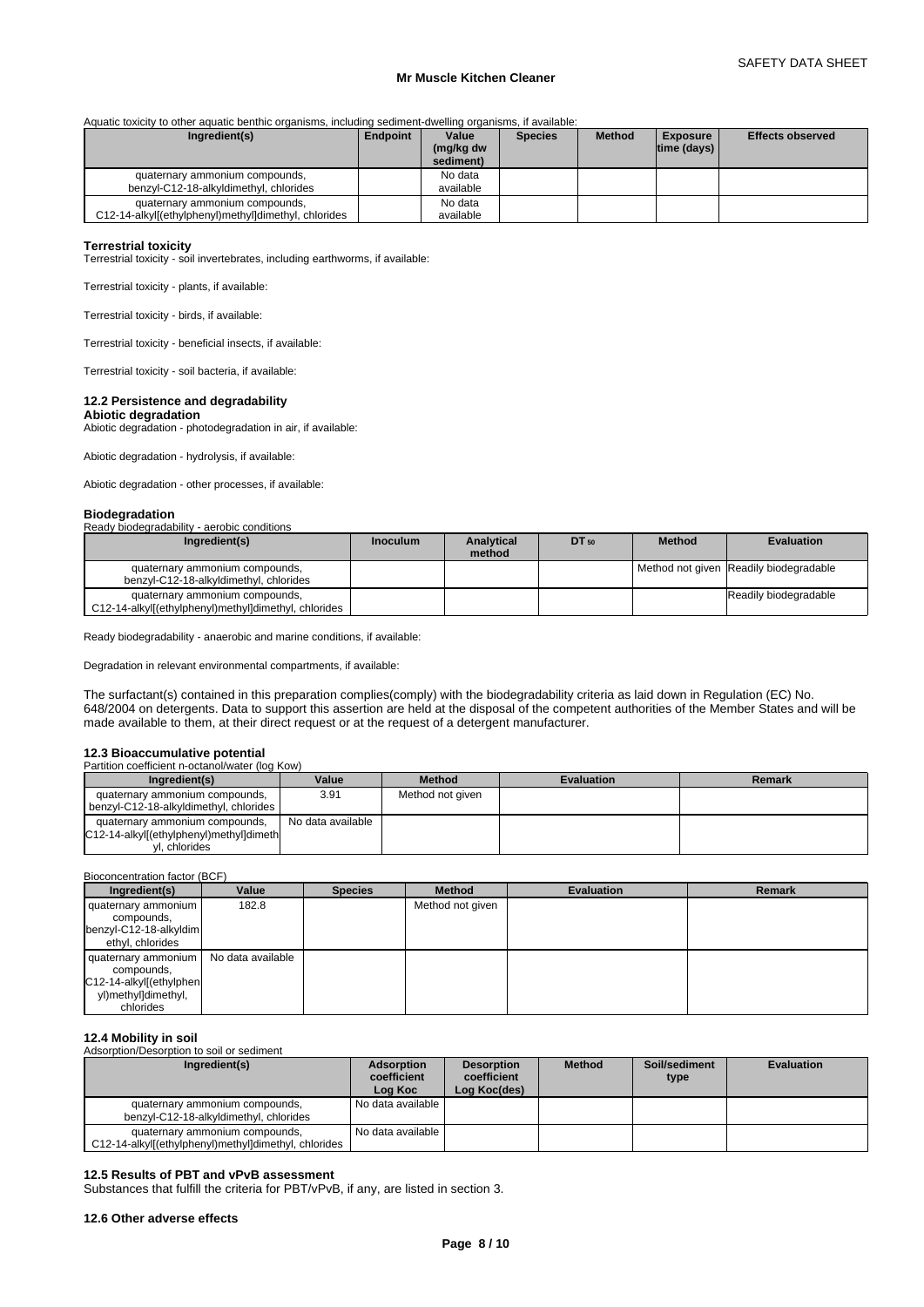Aquatic toxicity to other aquatic benthic organisms, including sediment-dwelling organisms, if available:

| Ingredient(s) | Endpoint | Value (mg/kg dw sediment) | Species | Method | Exposure time (days) | Effects observed |
|---|---|---|---|---|---|---|
| quaternary ammonium compounds, benzyl-C12-18-alkyldimethyl, chlorides | | No data available | | | | |
| quaternary ammonium compounds, C12-14-alkyl[(ethylphenyl)methyl]dimethyl, chlorides | | No data available | | | | |

**Terrestrial toxicity**

Terrestrial toxicity - soil invertebrates, including earthworms, if available:

Terrestrial toxicity - plants, if available:

Terrestrial toxicity - birds, if available:

Terrestrial toxicity - beneficial insects, if available:

Terrestrial toxicity - soil bacteria, if available:

### 12.2 Persistence and degradability

**Abiotic degradation**

Abiotic degradation - photodegradation in air, if available:

Abiotic degradation - hydrolysis, if available:

Abiotic degradation - other processes, if available:

**Biodegradation**

Ready biodegradability - aerobic conditions

| Ingredient(s) | Inoculum | Analytical method | $DT_{50}$ | Method | Evaluation |
|---|---|---|---|---|---|
| quaternary ammonium compounds, benzyl-C12-18-alkyldimethyl, chlorides | | | | Method not given | Readily biodegradable |
| quaternary ammonium compounds, C12-14-alkyl[(ethylphenyl)methyl]dimethyl, chlorides | | | | | Readily biodegradable |

Ready biodegradability - anaerobic and marine conditions, if available:

Degradation in relevant environmental compartments, if available:

The surfactant(s) contained in this preparation complies(comply) with the biodegradability criteria as laid down in Regulation (EC) No. 648/2004 on detergents. Data to support this assertion are held at the disposal of the competent authorities of the Member States and will be made available to them, at their direct request or at the request of a detergent manufacturer.

### 12.3 Bioaccumulative potential

Partition coefficient n-octanol/water (log Kow)

| Ingredient(s) | Value | Method | Evaluation | Remark |
|---|---|---|---|---|
| quaternary ammonium compounds, benzyl-C12-18-alkyldimethyl, chlorides | 3.91 | Method not given | | |
| quaternary ammonium compounds, C12-14-alkyl[(ethylphenyl)methyl]dimethyl, chlorides | No data available | | | |

Bioconcentration factor (BCF)

| Ingredient(s) | Value | Species | Method | Evaluation | Remark |
|---|---|---|---|---|---|
| quaternary ammonium compounds, benzyl-C12-18-alkyldimethyl, chlorides | 182.8 | | Method not given | | |
| quaternary ammonium compounds, C12-14-alkyl[(ethylphenyl)methyl]dimethyl, chlorides | No data available | | | | |

### 12.4 Mobility in soil

Adsorption/Desorption to soil or sediment

| Ingredient(s) | Adsorption coefficient Log Koc | Desorption coefficient Log Koc(des) | Method | Soil/sediment type | Evaluation |
|---|---|---|---|---|---|
| quaternary ammonium compounds, benzyl-C12-18-alkyldimethyl, chlorides | No data available | | | | |
| quaternary ammonium compounds, C12-14-alkyl[(ethylphenyl)methyl]dimethyl, chlorides | No data available | | | | |

### 12.5 Results of PBT and vPvB assessment

Substances that fulfill the criteria for PBT/vPvB, if any, are listed in section 3.

### 12.6 Other adverse effects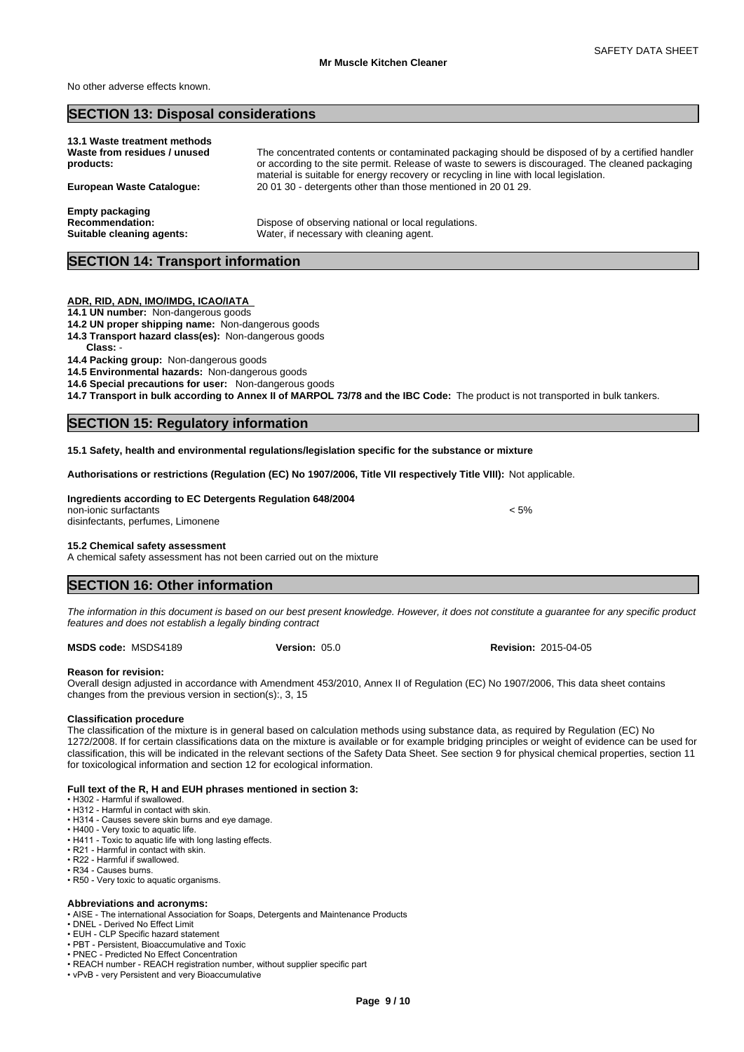No other adverse effects known.

## SECTION 13: Disposal considerations

**13.1 Waste treatment methods**

**Waste from residues / unused products:** The concentrated contents or contaminated packaging should be disposed of by a certified handler or according to the site permit. Release of waste to sewers is discouraged. The cleaned packaging material is suitable for energy recovery or recycling in line with local legislation.

**European Waste Catalogue:** 20 01 30 - detergents other than those mentioned in 20 01 29.

**Empty packaging**

**Recommendation:** Dispose of observing national or local regulations.

**Suitable cleaning agents:** Water, if necessary with cleaning agent.

## SECTION 14: Transport information

**ADR, RID, ADN, IMO/IMDG, ICAO/IATA**

**14.1 UN number:** Non-dangerous goods

**14.2 UN proper shipping name:** Non-dangerous goods

**14.3 Transport hazard class(es):** Non-dangerous goods

**Class:** -

**14.4 Packing group:** Non-dangerous goods

**14.5 Environmental hazards:** Non-dangerous goods

**14.6 Special precautions for user:** Non-dangerous goods

**14.7 Transport in bulk according to Annex II of MARPOL 73/78 and the IBC Code:** The product is not transported in bulk tankers.

## SECTION 15: Regulatory information

**15.1 Safety, health and environmental regulations/legislation specific for the substance or mixture**

**Authorisations or restrictions (Regulation (EC) No 1907/2006, Title VII respectively Title VIII):** Not applicable.

**Ingredients according to EC Detergents Regulation 648/2004**

| | |
|---|---|
| non-ionic surfactants | < 5% |
| disinfectants, perfumes, Limonene | |

**15.2 Chemical safety assessment**

A chemical safety assessment has not been carried out on the mixture

## SECTION 16: Other information

*The information in this document is based on our best present knowledge. However, it does not constitute a guarantee for any specific product features and does not establish a legally binding contract*

**MSDS code:** MSDS4189 **Version:** 05.0 **Revision:** 2015-04-05

**Reason for revision:**

Overall design adjusted in accordance with Amendment 453/2010, Annex II of Regulation (EC) No 1907/2006, This data sheet contains changes from the previous version in section(s):, 3, 15

**Classification procedure**

The classification of the mixture is in general based on calculation methods using substance data, as required by Regulation (EC) No 1272/2008. If for certain classifications data on the mixture is available or for example bridging principles or weight of evidence can be used for classification, this will be indicated in the relevant sections of the Safety Data Sheet. See section 9 for physical chemical properties, section 11 for toxicological information and section 12 for ecological information.

**Full text of the R, H and EUH phrases mentioned in section 3:**

- H302 - Harmful if swallowed.
- H312 - Harmful in contact with skin.
- H314 - Causes severe skin burns and eye damage.
- H400 - Very toxic to aquatic life.
- H411 - Toxic to aquatic life with long lasting effects.
- R21 - Harmful in contact with skin.
- R22 - Harmful if swallowed.
- R34 - Causes burns.
- R50 - Very toxic to aquatic organisms.

**Abbreviations and acronyms:**

- AISE - The international Association for Soaps, Detergents and Maintenance Products
- DNEL - Derived No Effect Limit
- EUH - CLP Specific hazard statement
- PBT - Persistent, Bioaccumulative and Toxic
- PNEC - Predicted No Effect Concentration
- REACH number - REACH registration number, without supplier specific part
- vPvB - very Persistent and very Bioaccumulative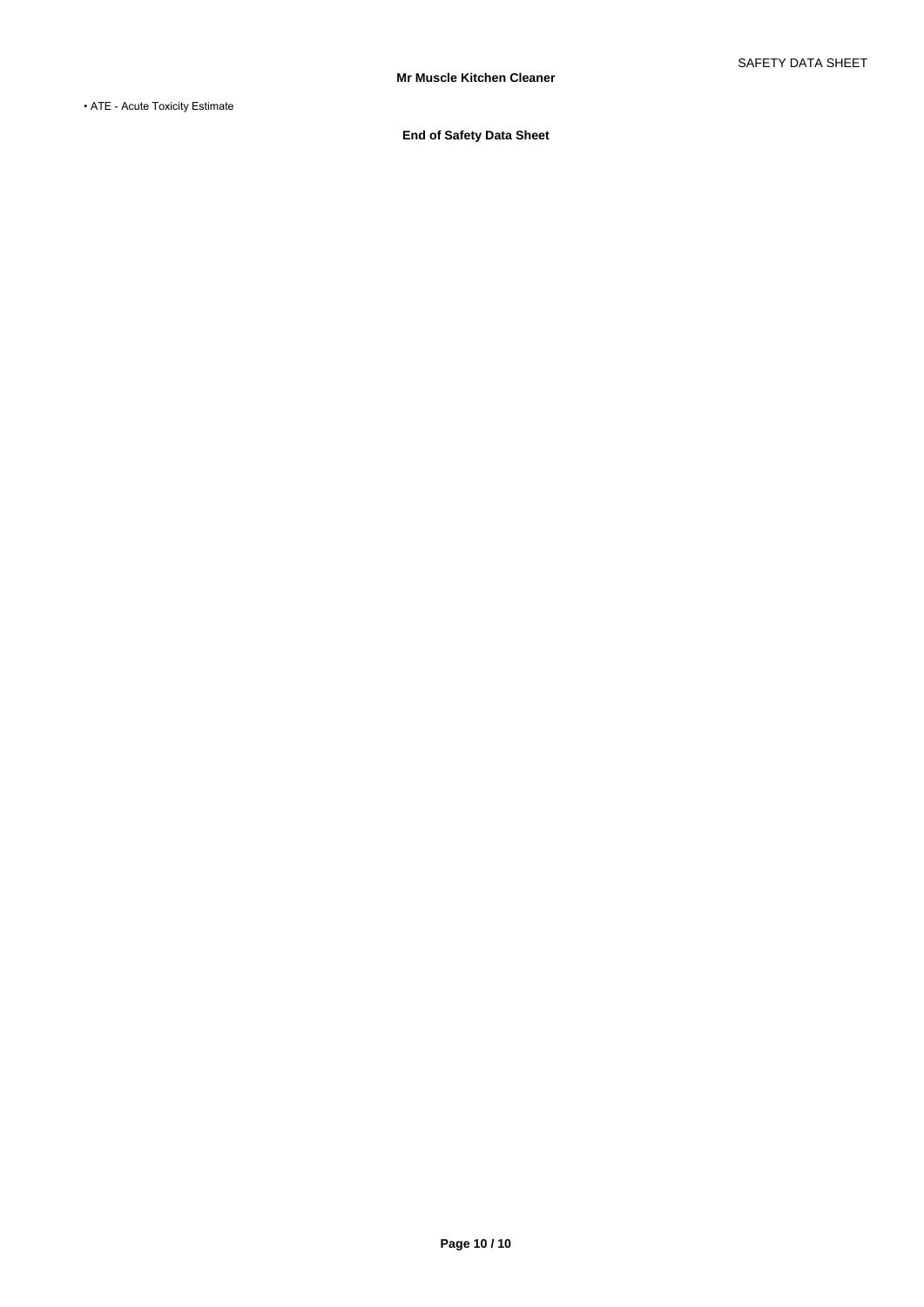• ATE - Acute Toxicity Estimate

**End of Safety Data Sheet**